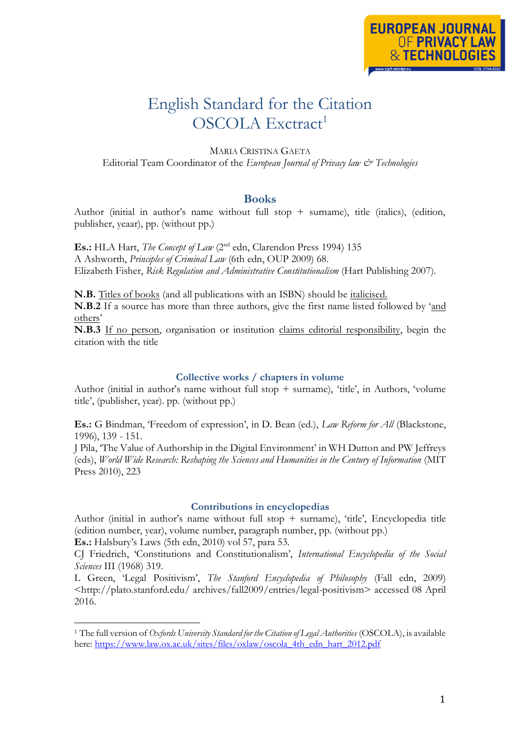# English Standard for the Citation OSCOLA Exctract[1]

MARIA CRISTINA GAETA
Editorial Team Coordinator of the *European Journal of Privacy law & Technologies*

## Books

Author (initial in author's name without full stop + surname), title (italics), (edition, publisher, yeaar), pp. (without pp.)

**Es.:** HLA Hart, *The Concept of Law* (2nd edn, Clarendon Press 1994) 135
A Ashworth, *Principles of Criminal Law* (6th edn, OUP 2009) 68.
Elizabeth Fisher, *Risk Regulation and Administrative Constitutionalism* (Hart Publishing 2007).

**N.B.** Titles of books (and all publications with an ISBN) should be italicised.
**N.B.2** If a source has more than three authors, give the first name listed followed by 'and others'
**N.B.3** If no person, organisation or institution claims editorial responsibility, begin the citation with the title

### Collective works / chapters in volume

Author (initial in author's name without full stop + surname), 'title', in Authors, 'volume title', (publisher, year). pp. (without pp.)

**Es.:** G Bindman, 'Freedom of expression', in D. Bean (ed.), *Law Reform for All* (Blackstone, 1996), 139 - 151.
J Pila, 'The Value of Authorship in the Digital Environment' in WH Dutton and PW Jeffreys (eds), *World Wide Research: Reshaping the Sciences and Humanities in the Century of Information* (MIT Press 2010), 223

### Contributions in encyclopedias

Author (initial in author's name without full stop + surname), 'title', Encyclopedia title (edition number, year), volume number, paragraph number, pp. (without pp.)
**Es.:** Halsbury's Laws (5th edn, 2010) vol 57, para 53.
CJ Friedrich, 'Constitutions and Constitutionalism', *International Encyclopedia of the Social Sciences* III (1968) 319.
L Green, 'Legal Positivism', *The Stanford Encyclopedia of Philosophy* (Fall edn, 2009) <http://plato.stanford.edu/ archives/fall2009/entries/legal-positivism> accessed 08 April 2016.

---

[1] The full version of *Oxfords University Standard for the Citation of Legal Authorities* (OSCOLA), is available here: https://www.law.ox.ac.uk/sites/files/oxlaw/oscola_4th_edn_hart_2012.pdf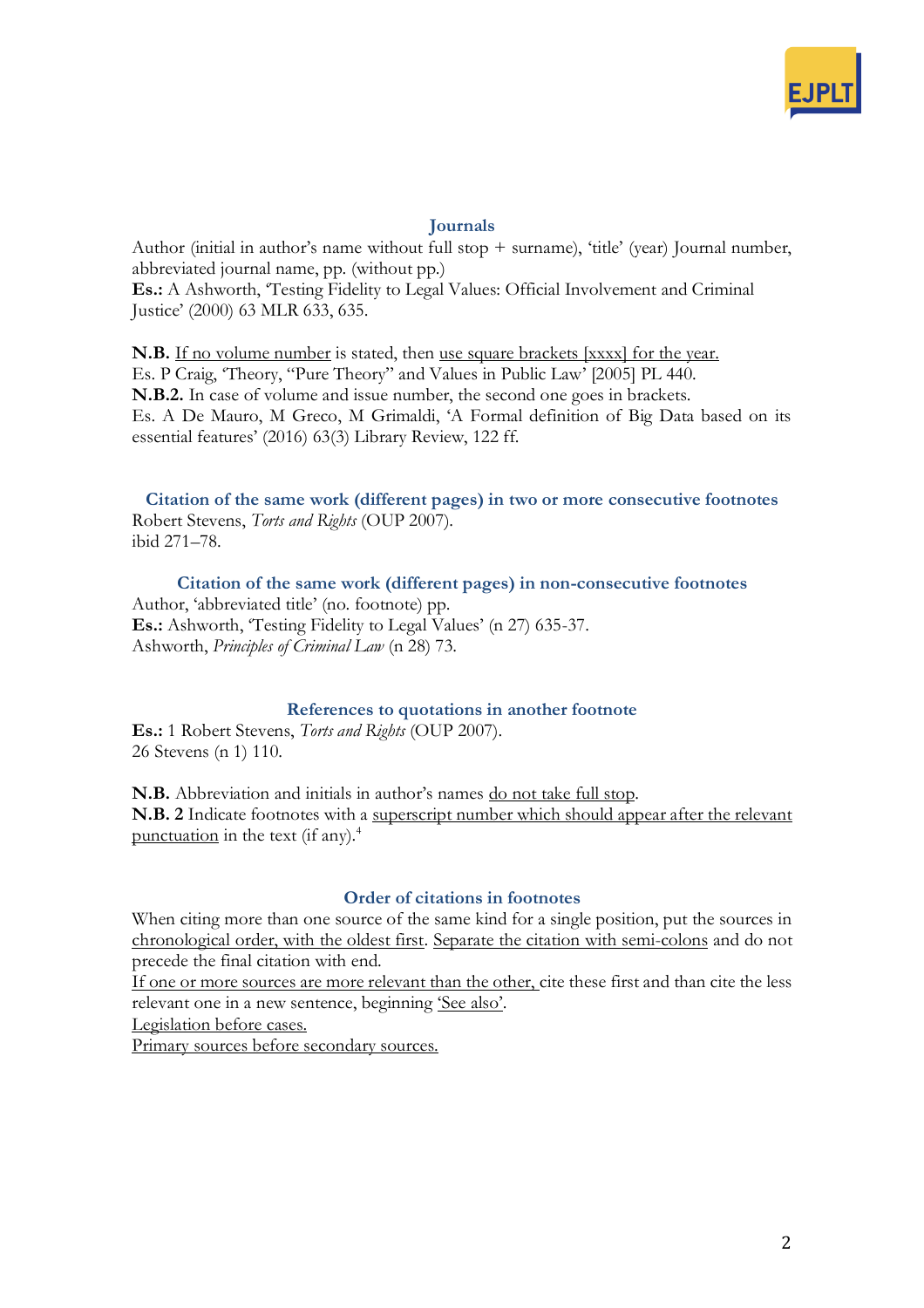### Journals

Author (initial in author's name without full stop + surname), 'title' (year) Journal number, abbreviated journal name, pp. (without pp.)

**Es.:** A Ashworth, 'Testing Fidelity to Legal Values: Official Involvement and Criminal Justice' (2000) 63 MLR 633, 635.

**N.B.** <u>If no volume number</u> is stated, then <u>use square brackets [xxxx] for the year.</u>
Es. P Craig, 'Theory, "Pure Theory" and Values in Public Law' [2005] PL 440.
**N.B.2.** In case of volume and issue number, the second one goes in brackets.
Es. A De Mauro, M Greco, M Grimaldi, 'A Formal definition of Big Data based on its essential features' (2016) 63(3) Library Review, 122 ff.

### Citation of the same work (different pages) in two or more consecutive footnotes

Robert Stevens, *Torts and Rights* (OUP 2007).
ibid 271–78.

### Citation of the same work (different pages) in non-consecutive footnotes

Author, 'abbreviated title' (no. footnote) pp.
**Es.:** Ashworth, 'Testing Fidelity to Legal Values' (n 27) 635-37.
Ashworth, *Principles of Criminal Law* (n 28) 73.

### References to quotations in another footnote

**Es.:** 1 Robert Stevens, *Torts and Rights* (OUP 2007).
26 Stevens (n 1) 110.

**N.B.** Abbreviation and initials in author's names <u>do not take full stop</u>.
**N.B. 2** Indicate footnotes with a <u>superscript number which should appear after the relevant punctuation</u> in the text (if any).[4]

### Order of citations in footnotes

When citing more than one source of the same kind for a single position, put the sources in <u>chronological order, with the oldest first</u>. <u>Separate the citation with semi-colons</u> and do not precede the final citation with end.
<u>If one or more sources are more relevant than the other,</u> cite these first and than cite the less relevant one in a new sentence, beginning <u>'See also'</u>.
<u>Legislation before cases.</u>
<u>Primary sources before secondary sources.</u>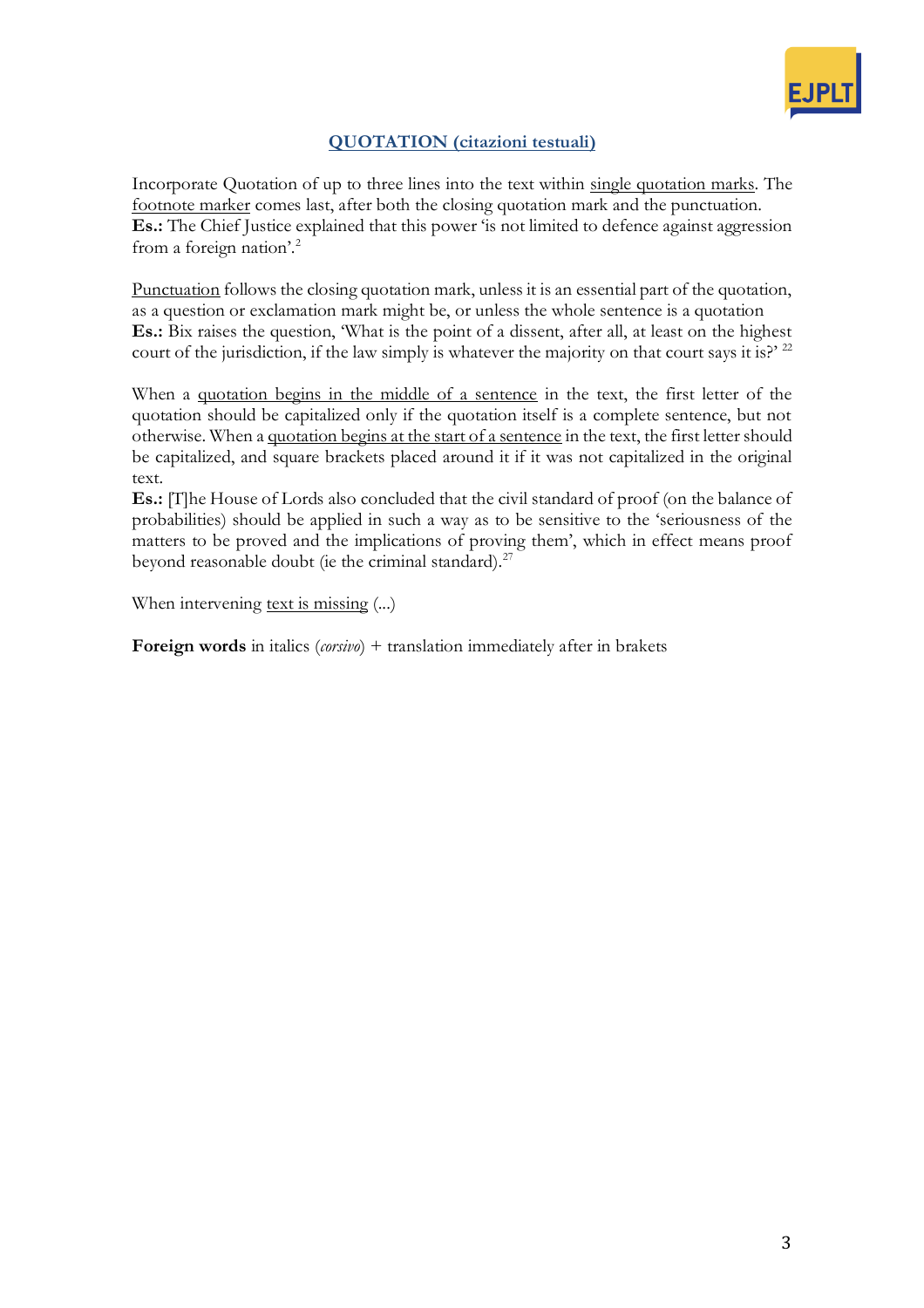## QUOTATION (citazioni testuali)

Incorporate Quotation of up to three lines into the text within single quotation marks. The footnote marker comes last, after both the closing quotation mark and the punctuation.
**Es.:** The Chief Justice explained that this power 'is not limited to defence against aggression from a foreign nation'.[2]

Punctuation follows the closing quotation mark, unless it is an essential part of the quotation, as a question or exclamation mark might be, or unless the whole sentence is a quotation
**Es.:** Bix raises the question, 'What is the point of a dissent, after all, at least on the highest court of the jurisdiction, if the law simply is whatever the majority on that court says it is?' [22]

When a quotation begins in the middle of a sentence in the text, the first letter of the quotation should be capitalized only if the quotation itself is a complete sentence, but not otherwise. When a quotation begins at the start of a sentence in the text, the first letter should be capitalized, and square brackets placed around it if it was not capitalized in the original text.
**Es.:** [T]he House of Lords also concluded that the civil standard of proof (on the balance of probabilities) should be applied in such a way as to be sensitive to the 'seriousness of the matters to be proved and the implications of proving them', which in effect means proof beyond reasonable doubt (ie the criminal standard).[27]

When intervening text is missing (...)

**Foreign words** in italics (*corsivo*) + translation immediately after in brakets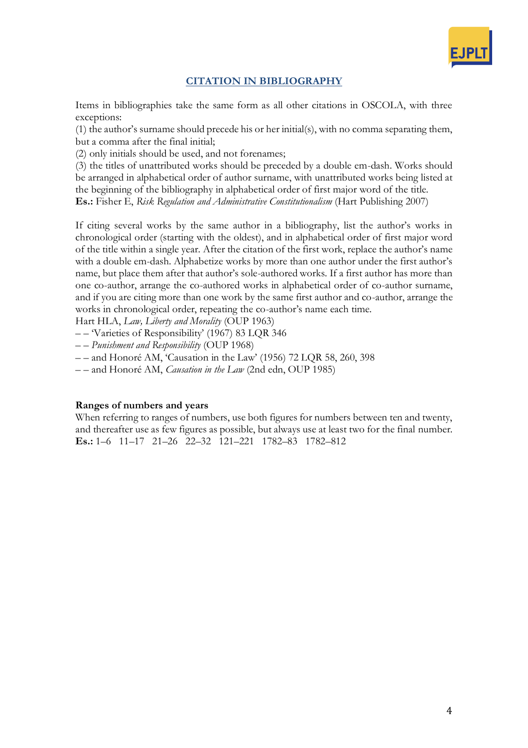## CITATION IN BIBLIOGRAPHY

Items in bibliographies take the same form as all other citations in OSCOLA, with three exceptions:
(1) the author's surname should precede his or her initial(s), with no comma separating them, but a comma after the final initial;
(2) only initials should be used, and not forenames;
(3) the titles of unattributed works should be preceded by a double em-dash. Works should be arranged in alphabetical order of author surname, with unattributed works being listed at the beginning of the bibliography in alphabetical order of first major word of the title.
**Es.:** Fisher E, *Risk Regulation and Administrative Constitutionalism* (Hart Publishing 2007)

If citing several works by the same author in a bibliography, list the author's works in chronological order (starting with the oldest), and in alphabetical order of first major word of the title within a single year. After the citation of the first work, replace the author's name with a double em-dash. Alphabetize works by more than one author under the first author's name, but place them after that author's sole-authored works. If a first author has more than one co-author, arrange the co-authored works in alphabetical order of co-author surname, and if you are citing more than one work by the same first author and co-author, arrange the works in chronological order, repeating the co-author's name each time.
Hart HLA, *Law, Liberty and Morality* (OUP 1963)
– – 'Varieties of Responsibility' (1967) 83 LQR 346
– – *Punishment and Responsibility* (OUP 1968)
– – and Honoré AM, 'Causation in the Law' (1956) 72 LQR 58, 260, 398
– – and Honoré AM, *Causation in the Law* (2nd edn, OUP 1985)

**Ranges of numbers and years**
When referring to ranges of numbers, use both figures for numbers between ten and twenty, and thereafter use as few figures as possible, but always use at least two for the final number.
**Es.:** 1–6 11–17 21–26 22–32 121–221 1782–83 1782–812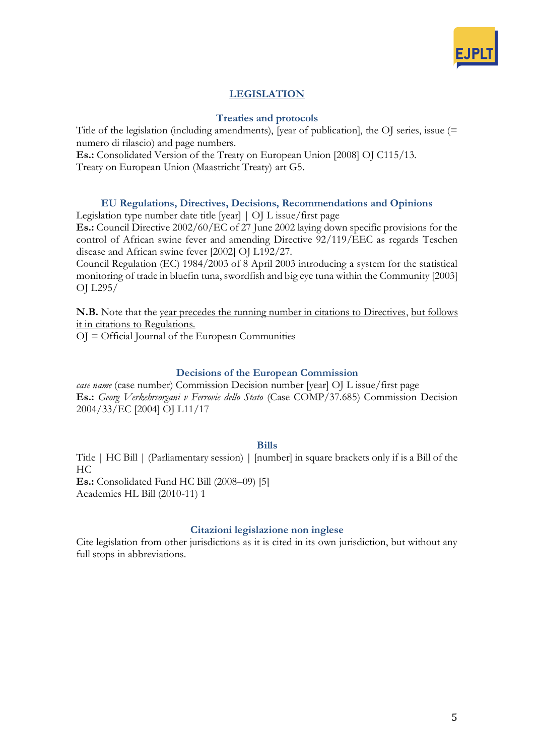## LEGISLATION

### Treaties and protocols

Title of the legislation (including amendments), [year of publication], the OJ series, issue (= numero di rilascio) and page numbers.
**Es.:** Consolidated Version of the Treaty on European Union [2008] OJ C115/13.
Treaty on European Union (Maastricht Treaty) art G5.

### EU Regulations, Directives, Decisions, Recommendations and Opinions

Legislation type number date title [year] | OJ L issue/first page
**Es.:** Council Directive 2002/60/EC of 27 June 2002 laying down specific provisions for the control of African swine fever and amending Directive 92/119/EEC as regards Teschen disease and African swine fever [2002] OJ L192/27.
Council Regulation (EC) 1984/2003 of 8 April 2003 introducing a system for the statistical monitoring of trade in bluefin tuna, swordfish and big eye tuna within the Community [2003] OJ L295/

**N.B.** Note that the year precedes the running number in citations to Directives, but follows it in citations to Regulations.
OJ = Official Journal of the European Communities

### Decisions of the European Commission

*case name* (case number) Commission Decision number [year] OJ L issue/first page
**Es.:** *Georg Verkehrsorgani v Ferrovie dello Stato* (Case COMP/37.685) Commission Decision 2004/33/EC [2004] OJ L11/17

### Bills

Title | HC Bill | (Parliamentary session) | [number] in square brackets only if is a Bill of the HC
**Es.:** Consolidated Fund HC Bill (2008–09) [5]
Academies HL Bill (2010-11) 1

### Citazioni legislazione non inglese

Cite legislation from other jurisdictions as it is cited in its own jurisdiction, but without any full stops in abbreviations.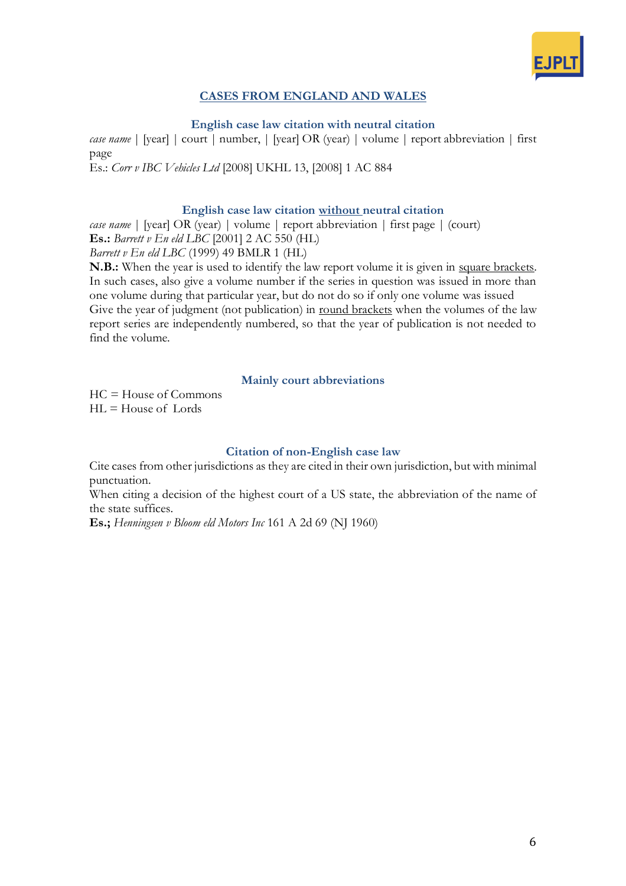## CASES FROM ENGLAND AND WALES

### English case law citation with neutral citation

*case name* | [year] | court | number, | [year] OR (year) | volume | report abbreviation | first page

Es.: *Corr v IBC Vehicles Ltd* [2008] UKHL 13, [2008] 1 AC 884

### English case law citation without neutral citation

*case name* | [year] OR (year) | volume | report abbreviation | first page | (court)

**Es.:** *Barrett v En eld LBC* [2001] 2 AC 550 (HL)

*Barrett v En eld LBC* (1999) 49 BMLR 1 (HL)

**N.B.:** When the year is used to identify the law report volume it is given in square brackets. In such cases, also give a volume number if the series in question was issued in more than one volume during that particular year, but do not do so if only one volume was issued

Give the year of judgment (not publication) in round brackets when the volumes of the law report series are independently numbered, so that the year of publication is not needed to find the volume.

### Mainly court abbreviations

HC = House of Commons

HL = House of Lords

### Citation of non-English case law

Cite cases from other jurisdictions as they are cited in their own jurisdiction, but with minimal punctuation.

When citing a decision of the highest court of a US state, the abbreviation of the name of the state suffices.

**Es.;** *Henningsen v Bloom eld Motors Inc* 161 A 2d 69 (NJ 1960)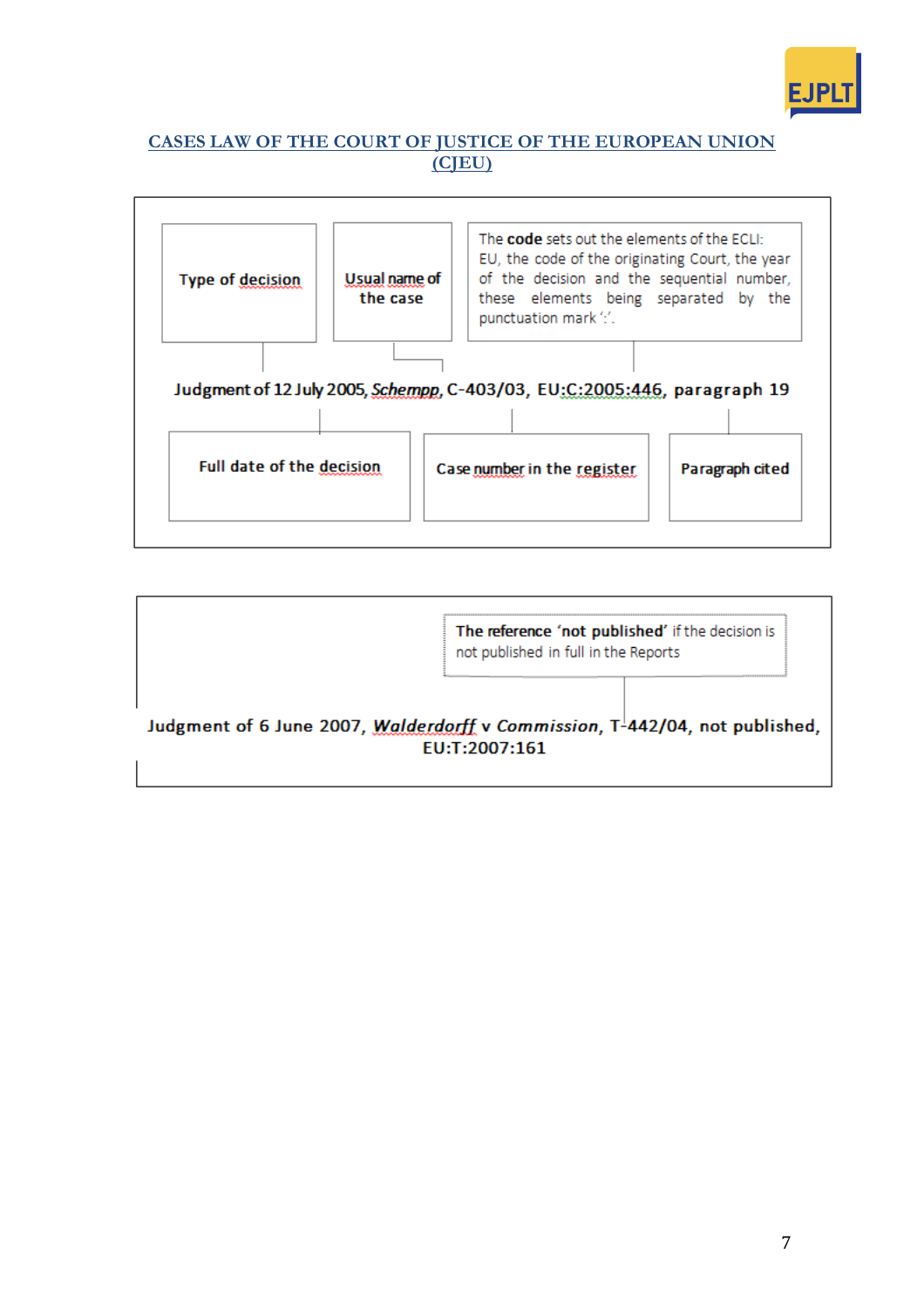## CASES LAW OF THE COURT OF JUSTICE OF THE EUROPEAN UNION (CJEU)

**Type of decision**

**Usual name of the case**

The **code** sets out the elements of the ECLI: EU, the code of the originating Court, the year of the decision and the sequential number, these elements being separated by the punctuation mark ':'.

**Judgment of 12 July 2005, *Schempp*, C-403/03, EU:C:2005:446, paragraph 19**

**Full date of the decision**

**Case number in the register**

**Paragraph cited**

**The reference 'not published'** if the decision is not published in full in the Reports

**Judgment of 6 June 2007, *Walderdorff* v *Commission*, T-442/04, not published, EU:T:2007:161**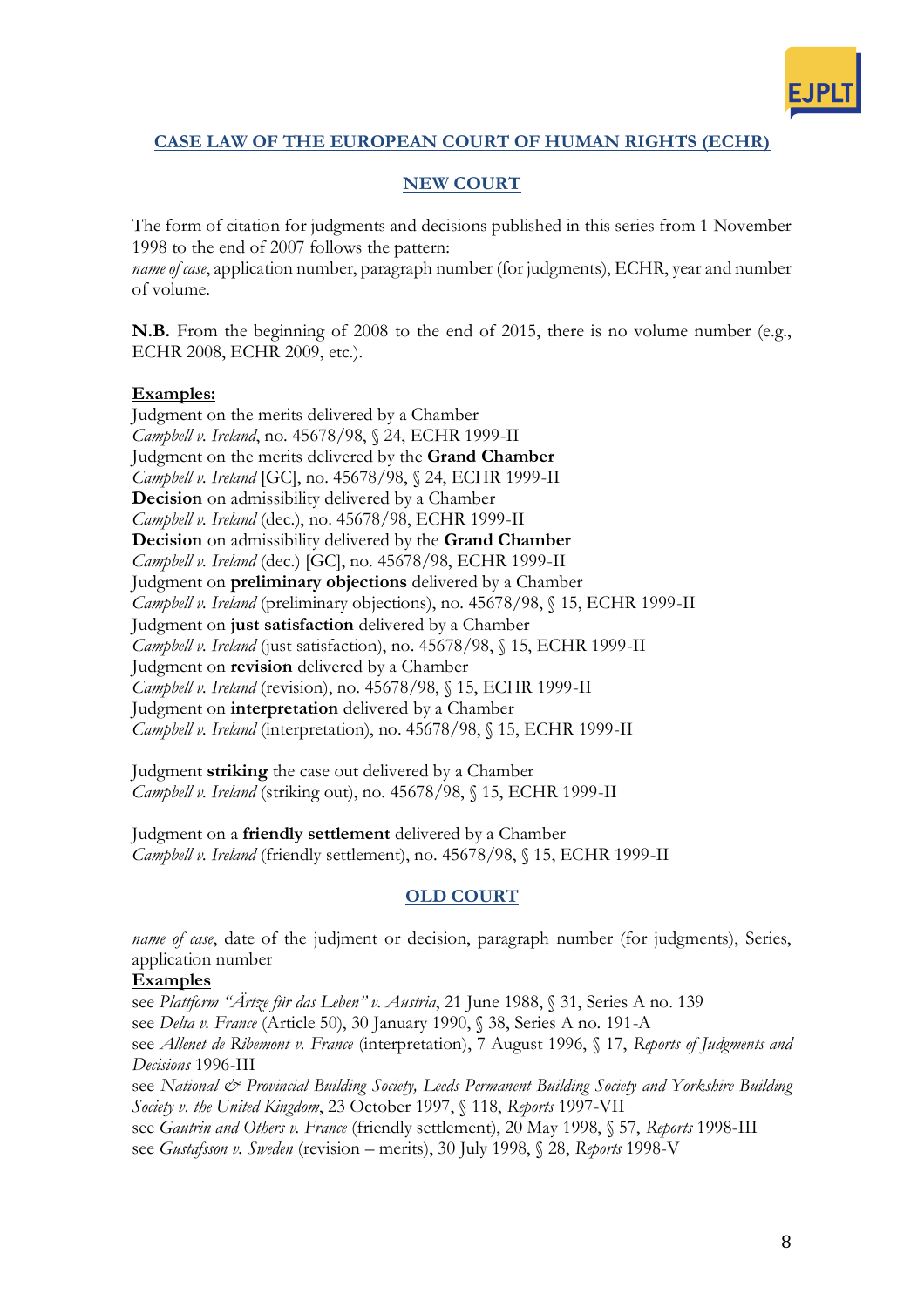## CASE LAW OF THE EUROPEAN COURT OF HUMAN RIGHTS (ECHR)

### NEW COURT

The form of citation for judgments and decisions published in this series from 1 November 1998 to the end of 2007 follows the pattern:
*name of case*, application number, paragraph number (for judgments), ECHR, year and number of volume.

**N.B.** From the beginning of 2008 to the end of 2015, there is no volume number (e.g., ECHR 2008, ECHR 2009, etc.).

**Examples:**

Judgment on the merits delivered by a Chamber
*Campbell v. Ireland*, no. 45678/98, § 24, ECHR 1999-II
Judgment on the merits delivered by the **Grand Chamber**
*Campbell v. Ireland* [GC], no. 45678/98, § 24, ECHR 1999-II
**Decision** on admissibility delivered by a Chamber
*Campbell v. Ireland* (dec.), no. 45678/98, ECHR 1999-II
**Decision** on admissibility delivered by the **Grand Chamber**
*Campbell v. Ireland* (dec.) [GC], no. 45678/98, ECHR 1999-II
Judgment on **preliminary objections** delivered by a Chamber
*Campbell v. Ireland* (preliminary objections), no. 45678/98, § 15, ECHR 1999-II
Judgment on **just satisfaction** delivered by a Chamber
*Campbell v. Ireland* (just satisfaction), no. 45678/98, § 15, ECHR 1999-II
Judgment on **revision** delivered by a Chamber
*Campbell v. Ireland* (revision), no. 45678/98, § 15, ECHR 1999-II
Judgment on **interpretation** delivered by a Chamber
*Campbell v. Ireland* (interpretation), no. 45678/98, § 15, ECHR 1999-II

Judgment **striking** the case out delivered by a Chamber
*Campbell v. Ireland* (striking out), no. 45678/98, § 15, ECHR 1999-II

Judgment on a **friendly settlement** delivered by a Chamber
*Campbell v. Ireland* (friendly settlement), no. 45678/98, § 15, ECHR 1999-II

### OLD COURT

*name of case*, date of the judjment or decision, paragraph number (for judgments), Series, application number

**Examples**

see *Plattform "Ärzte für das Leben" v. Austria*, 21 June 1988, § 31, Series A no. 139
see *Delta v. France* (Article 50), 30 January 1990, § 38, Series A no. 191-A
see *Allenet de Ribemont v. France* (interpretation), 7 August 1996, § 17, *Reports of Judgments and Decisions* 1996-III
see *National & Provincial Building Society, Leeds Permanent Building Society and Yorkshire Building Society v. the United Kingdom*, 23 October 1997, § 118, *Reports* 1997-VII
see *Gautrin and Others v. France* (friendly settlement), 20 May 1998, § 57, *Reports* 1998-III
see *Gustafsson v. Sweden* (revision – merits), 30 July 1998, § 28, *Reports* 1998-V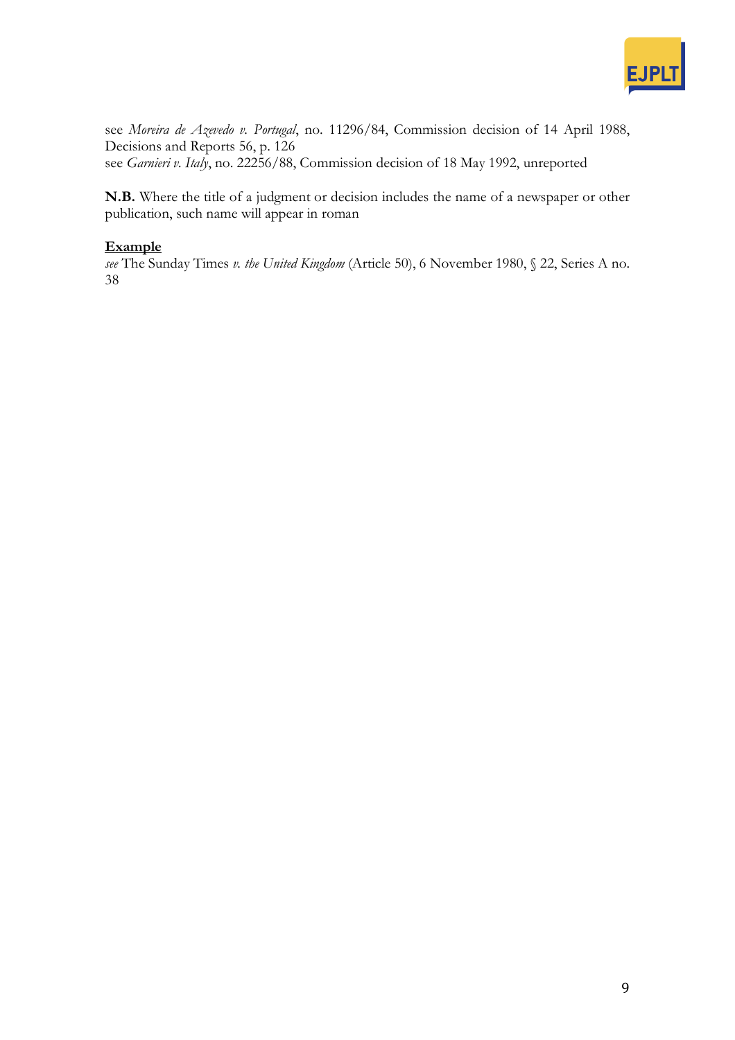see *Moreira de Azevedo v. Portugal*, no. 11296/84, Commission decision of 14 April 1988, Decisions and Reports 56, p. 126
see *Garnieri v. Italy*, no. 22256/88, Commission decision of 18 May 1992, unreported

**N.B.** Where the title of a judgment or decision includes the name of a newspaper or other publication, such name will appear in roman

**Example**
*see* The Sunday Times *v. the United Kingdom* (Article 50), 6 November 1980, § 22, Series A no. 38